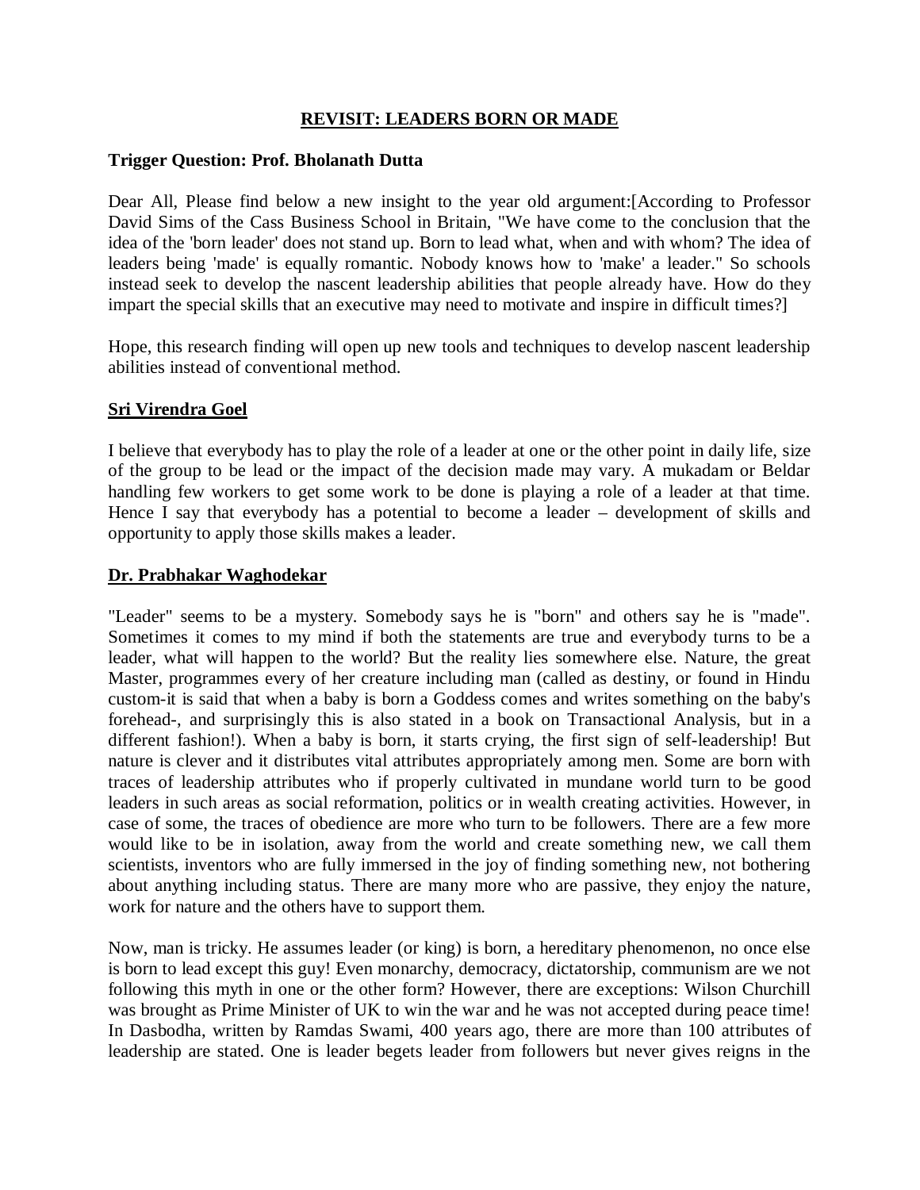# REVISIT: LEADERS BORN OR MADE

**Trigger Question: Prof. Bholanath Dutta**

Dear All, Please find below a new insight to the year old argument:[According to Professor David Sims of the Cass Business School in Britain, "We have come to the conclusion that the idea of the 'born leader' does not stand up. Born to lead what, when and with whom? The idea of leaders being 'made' is equally romantic. Nobody knows how to 'make' a leader." So schools instead seek to develop the nascent leadership abilities that people already have. How do they impart the special skills that an executive may need to motivate and inspire in difficult times?]

Hope, this research finding will open up new tools and techniques to develop nascent leadership abilities instead of conventional method.

**Sri Virendra Goel**

I believe that everybody has to play the role of a leader at one or the other point in daily life, size of the group to be lead or the impact of the decision made may vary. A mukadam or Beldar handling few workers to get some work to be done is playing a role of a leader at that time. Hence I say that everybody has a potential to become a leader – development of skills and opportunity to apply those skills makes a leader.

**Dr. Prabhakar Waghodekar**

"Leader" seems to be a mystery. Somebody says he is "born" and others say he is "made". Sometimes it comes to my mind if both the statements are true and everybody turns to be a leader, what will happen to the world? But the reality lies somewhere else. Nature, the great Master, programmes every of her creature including man (called as destiny, or found in Hindu custom-it is said that when a baby is born a Goddess comes and writes something on the baby's forehead-, and surprisingly this is also stated in a book on Transactional Analysis, but in a different fashion!). When a baby is born, it starts crying, the first sign of self-leadership! But nature is clever and it distributes vital attributes appropriately among men. Some are born with traces of leadership attributes who if properly cultivated in mundane world turn to be good leaders in such areas as social reformation, politics or in wealth creating activities. However, in case of some, the traces of obedience are more who turn to be followers. There are a few more would like to be in isolation, away from the world and create something new, we call them scientists, inventors who are fully immersed in the joy of finding something new, not bothering about anything including status. There are many more who are passive, they enjoy the nature, work for nature and the others have to support them.

Now, man is tricky. He assumes leader (or king) is born, a hereditary phenomenon, no once else is born to lead except this guy! Even monarchy, democracy, dictatorship, communism are we not following this myth in one or the other form? However, there are exceptions: Wilson Churchill was brought as Prime Minister of UK to win the war and he was not accepted during peace time! In Dasbodha, written by Ramdas Swami, 400 years ago, there are more than 100 attributes of leadership are stated. One is leader begets leader from followers but never gives reigns in the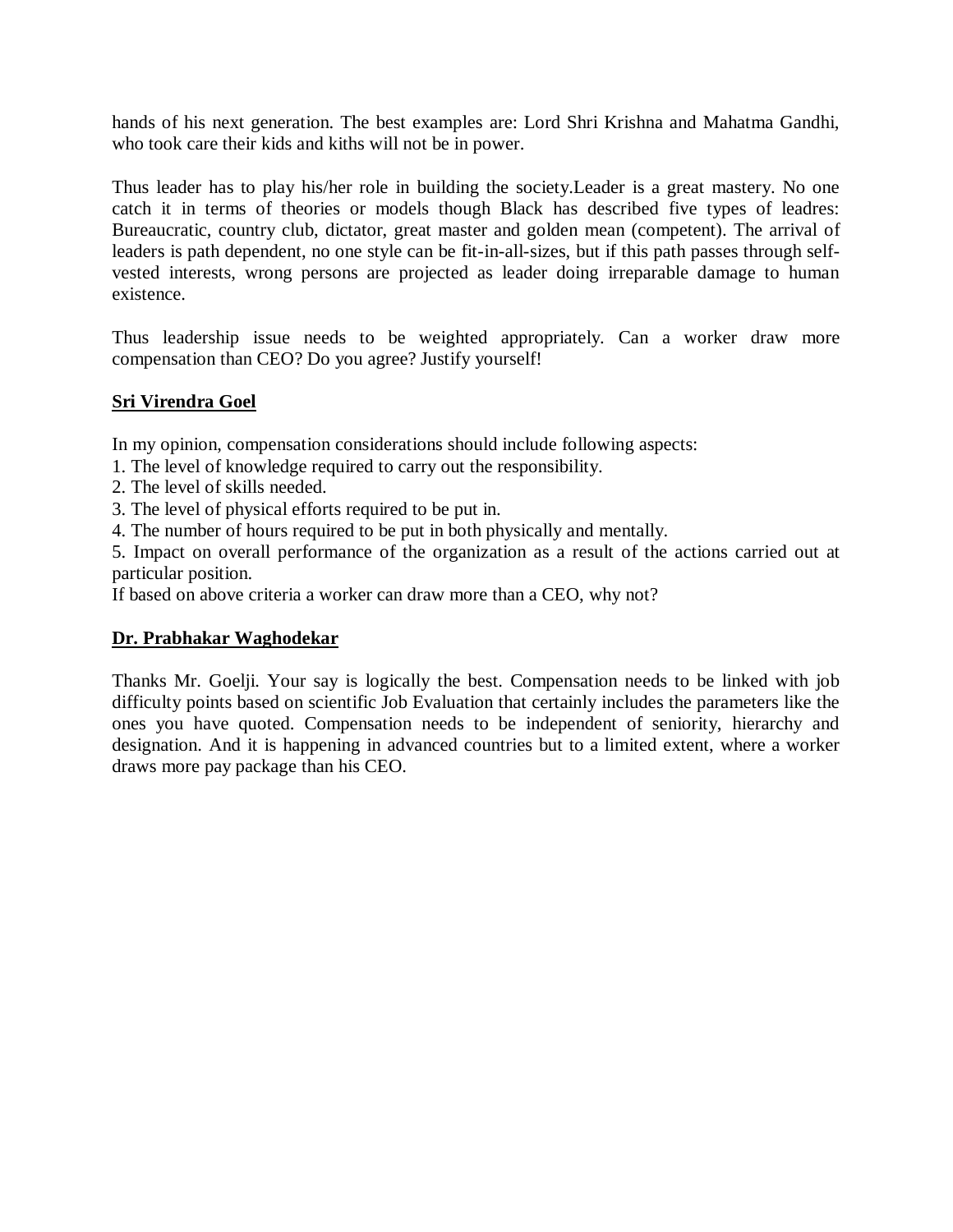hands of his next generation. The best examples are: Lord Shri Krishna and Mahatma Gandhi, who took care their kids and kiths will not be in power.

Thus leader has to play his/her role in building the society.Leader is a great mastery. No one catch it in terms of theories or models though Black has described five types of leadres: Bureaucratic, country club, dictator, great master and golden mean (competent). The arrival of leaders is path dependent, no one style can be fit-in-all-sizes, but if this path passes through self-vested interests, wrong persons are projected as leader doing irreparable damage to human existence.

Thus leadership issue needs to be weighted appropriately. Can a worker draw more compensation than CEO? Do you agree? Justify yourself!

**<u>Sri Virendra Goel</u>**

In my opinion, compensation considerations should include following aspects:

1. The level of knowledge required to carry out the responsibility.
2. The level of skills needed.
3. The level of physical efforts required to be put in.
4. The number of hours required to be put in both physically and mentally.
5. Impact on overall performance of the organization as a result of the actions carried out at particular position.

If based on above criteria a worker can draw more than a CEO, why not?

**<u>Dr. Prabhakar Waghodekar</u>**

Thanks Mr. Goelji. Your say is logically the best. Compensation needs to be linked with job difficulty points based on scientific Job Evaluation that certainly includes the parameters like the ones you have quoted. Compensation needs to be independent of seniority, hierarchy and designation. And it is happening in advanced countries but to a limited extent, where a worker draws more pay package than his CEO.